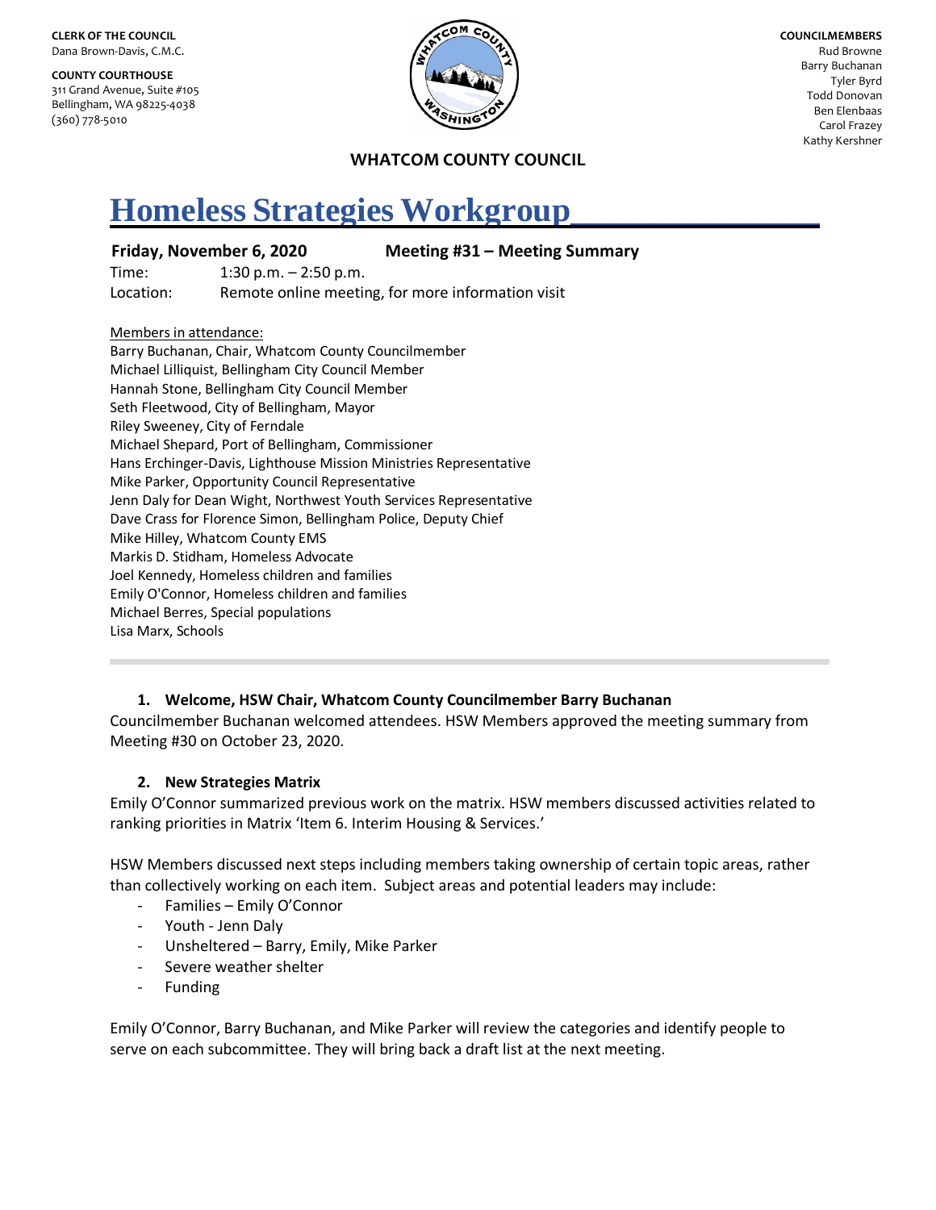**CLERK OF THE COUNCIL**
Dana Brown-Davis, C.M.C.

**COUNTY COURTHOUSE**
311 Grand Avenue, Suite #105
Bellingham, WA 98225-4038
(360) 778-5010

**COUNCILMEMBERS**
Rud Browne
Barry Buchanan
Tyler Byrd
Todd Donovan
Ben Elenbaas
Carol Frazey
Kathy Kershner

**WHATCOM COUNTY COUNCIL**

# Homeless Strategies Workgroup

**Friday, November 6, 2020** **Meeting #31 – Meeting Summary**

Time: 1:30 p.m. – 2:50 p.m.
Location: Remote online meeting, for more information visit

Members in attendance:
Barry Buchanan, Chair, Whatcom County Councilmember
Michael Lilliquist, Bellingham City Council Member
Hannah Stone, Bellingham City Council Member
Seth Fleetwood, City of Bellingham, Mayor
Riley Sweeney, City of Ferndale
Michael Shepard, Port of Bellingham, Commissioner
Hans Erchinger-Davis, Lighthouse Mission Ministries Representative
Mike Parker, Opportunity Council Representative
Jenn Daly for Dean Wight, Northwest Youth Services Representative
Dave Crass for Florence Simon, Bellingham Police, Deputy Chief
Mike Hilley, Whatcom County EMS
Markis D. Stidham, Homeless Advocate
Joel Kennedy, Homeless children and families
Emily O'Connor, Homeless children and families
Michael Berres, Special populations
Lisa Marx, Schools

### 1. Welcome, HSW Chair, Whatcom County Councilmember Barry Buchanan

Councilmember Buchanan welcomed attendees. HSW Members approved the meeting summary from Meeting #30 on October 23, 2020.

### 2. New Strategies Matrix

Emily O'Connor summarized previous work on the matrix. HSW members discussed activities related to ranking priorities in Matrix 'Item 6. Interim Housing & Services.'

HSW Members discussed next steps including members taking ownership of certain topic areas, rather than collectively working on each item. Subject areas and potential leaders may include:

- Families – Emily O'Connor
- Youth - Jenn Daly
- Unsheltered – Barry, Emily, Mike Parker
- Severe weather shelter
- Funding

Emily O'Connor, Barry Buchanan, and Mike Parker will review the categories and identify people to serve on each subcommittee. They will bring back a draft list at the next meeting.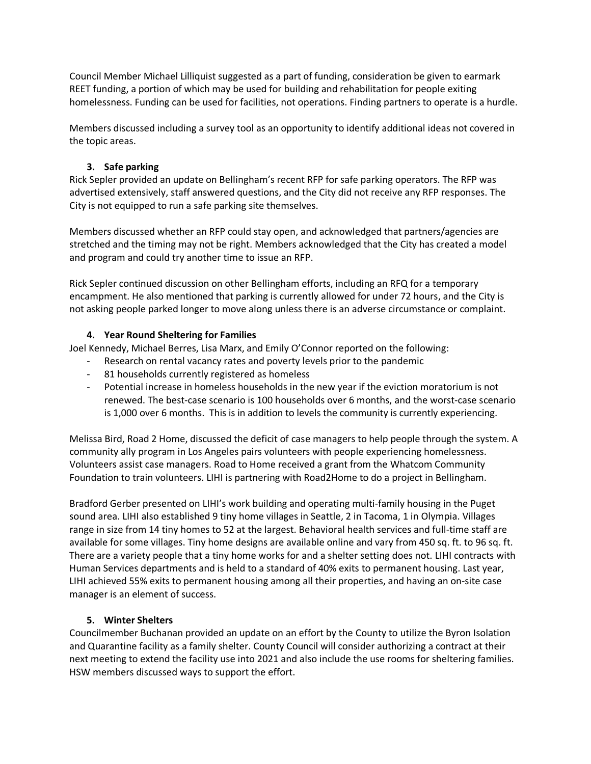Council Member Michael Lilliquist suggested as a part of funding, consideration be given to earmark REET funding, a portion of which may be used for building and rehabilitation for people exiting homelessness. Funding can be used for facilities, not operations. Finding partners to operate is a hurdle.

Members discussed including a survey tool as an opportunity to identify additional ideas not covered in the topic areas.

3. **Safe parking**

Rick Sepler provided an update on Bellingham's recent RFP for safe parking operators. The RFP was advertised extensively, staff answered questions, and the City did not receive any RFP responses. The City is not equipped to run a safe parking site themselves.

Members discussed whether an RFP could stay open, and acknowledged that partners/agencies are stretched and the timing may not be right. Members acknowledged that the City has created a model and program and could try another time to issue an RFP.

Rick Sepler continued discussion on other Bellingham efforts, including an RFQ for a temporary encampment. He also mentioned that parking is currently allowed for under 72 hours, and the City is not asking people parked longer to move along unless there is an adverse circumstance or complaint.

4. **Year Round Sheltering for Families**

Joel Kennedy, Michael Berres, Lisa Marx, and Emily O'Connor reported on the following:

- Research on rental vacancy rates and poverty levels prior to the pandemic
- 81 households currently registered as homeless
- Potential increase in homeless households in the new year if the eviction moratorium is not renewed. The best-case scenario is 100 households over 6 months, and the worst-case scenario is 1,000 over 6 months. This is in addition to levels the community is currently experiencing.

Melissa Bird, Road 2 Home, discussed the deficit of case managers to help people through the system. A community ally program in Los Angeles pairs volunteers with people experiencing homelessness. Volunteers assist case managers. Road to Home received a grant from the Whatcom Community Foundation to train volunteers. LIHI is partnering with Road2Home to do a project in Bellingham.

Bradford Gerber presented on LIHI's work building and operating multi-family housing in the Puget sound area. LIHI also established 9 tiny home villages in Seattle, 2 in Tacoma, 1 in Olympia. Villages range in size from 14 tiny homes to 52 at the largest. Behavioral health services and full-time staff are available for some villages. Tiny home designs are available online and vary from 450 sq. ft. to 96 sq. ft. There are a variety people that a tiny home works for and a shelter setting does not. LIHI contracts with Human Services departments and is held to a standard of 40% exits to permanent housing. Last year, LIHI achieved 55% exits to permanent housing among all their properties, and having an on-site case manager is an element of success.

5. **Winter Shelters**

Councilmember Buchanan provided an update on an effort by the County to utilize the Byron Isolation and Quarantine facility as a family shelter. County Council will consider authorizing a contract at their next meeting to extend the facility use into 2021 and also include the use rooms for sheltering families. HSW members discussed ways to support the effort.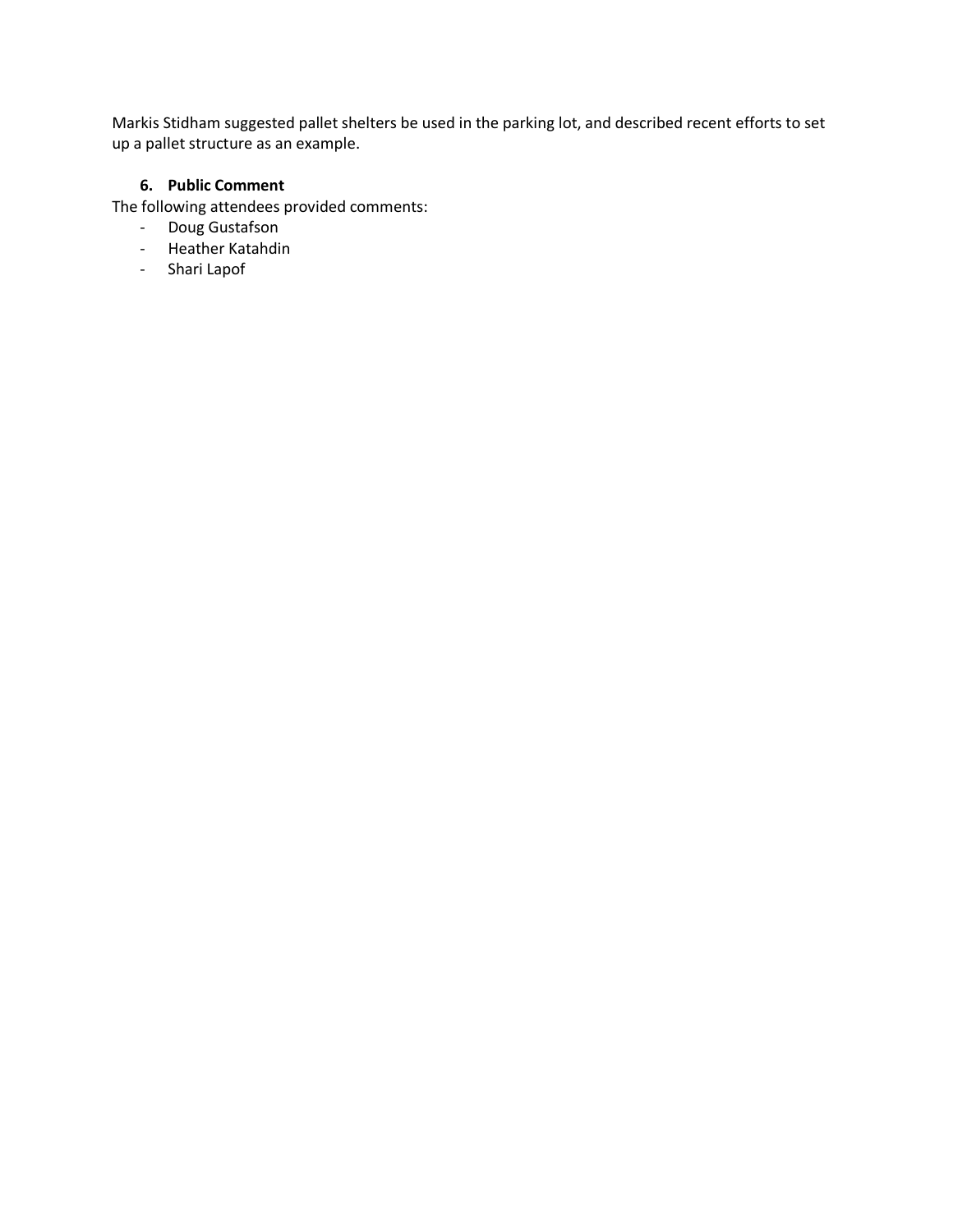Markis Stidham suggested pallet shelters be used in the parking lot, and described recent efforts to set up a pallet structure as an example.

### 6. Public Comment

The following attendees provided comments:

- Doug Gustafson
- Heather Katahdin
- Shari Lapof